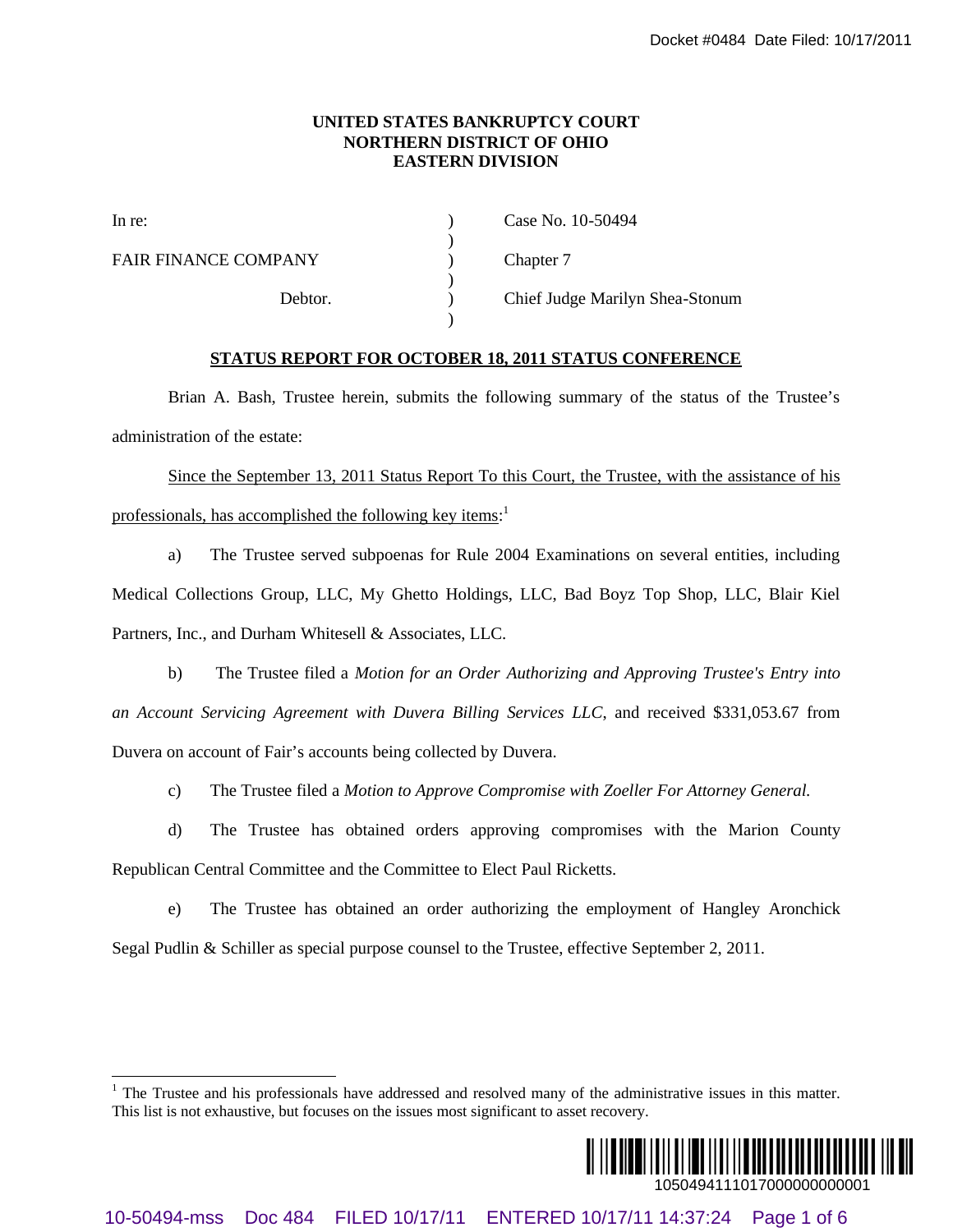**UNITED STATES BANKRUPTCY COURT**
**NORTHERN DISTRICT OF OHIO**
**EASTERN DIVISION**

| | | |
|---|---|---|
| In re: | ) | Case No. 10-50494 |
| | ) | |
| FAIR FINANCE COMPANY | ) | Chapter 7 |
| | ) | |
| Debtor. | ) | Chief Judge Marilyn Shea-Stonum |
| | ) | |

**STATUS REPORT FOR OCTOBER 18, 2011 STATUS CONFERENCE**

Brian A. Bash, Trustee herein, submits the following summary of the status of the Trustee's administration of the estate:

Since the September 13, 2011 Status Report To this Court, the Trustee, with the assistance of his professionals, has accomplished the following key items:[1]

a) The Trustee served subpoenas for Rule 2004 Examinations on several entities, including Medical Collections Group, LLC, My Ghetto Holdings, LLC, Bad Boyz Top Shop, LLC, Blair Kiel Partners, Inc., and Durham Whitesell & Associates, LLC.

b) The Trustee filed a *Motion for an Order Authorizing and Approving Trustee's Entry into an Account Servicing Agreement with Duvera Billing Services LLC*, and received $331,053.67 from Duvera on account of Fair's accounts being collected by Duvera.

c) The Trustee filed a *Motion to Approve Compromise with Zoeller For Attorney General.*

d) The Trustee has obtained orders approving compromises with the Marion County Republican Central Committee and the Committee to Elect Paul Ricketts.

e) The Trustee has obtained an order authorizing the employment of Hangley Aronchick Segal Pudlin & Schiller as special purpose counsel to the Trustee, effective September 2, 2011.

---

[1] The Trustee and his professionals have addressed and resolved many of the administrative issues in this matter. This list is not exhaustive, but focuses on the issues most significant to asset recovery.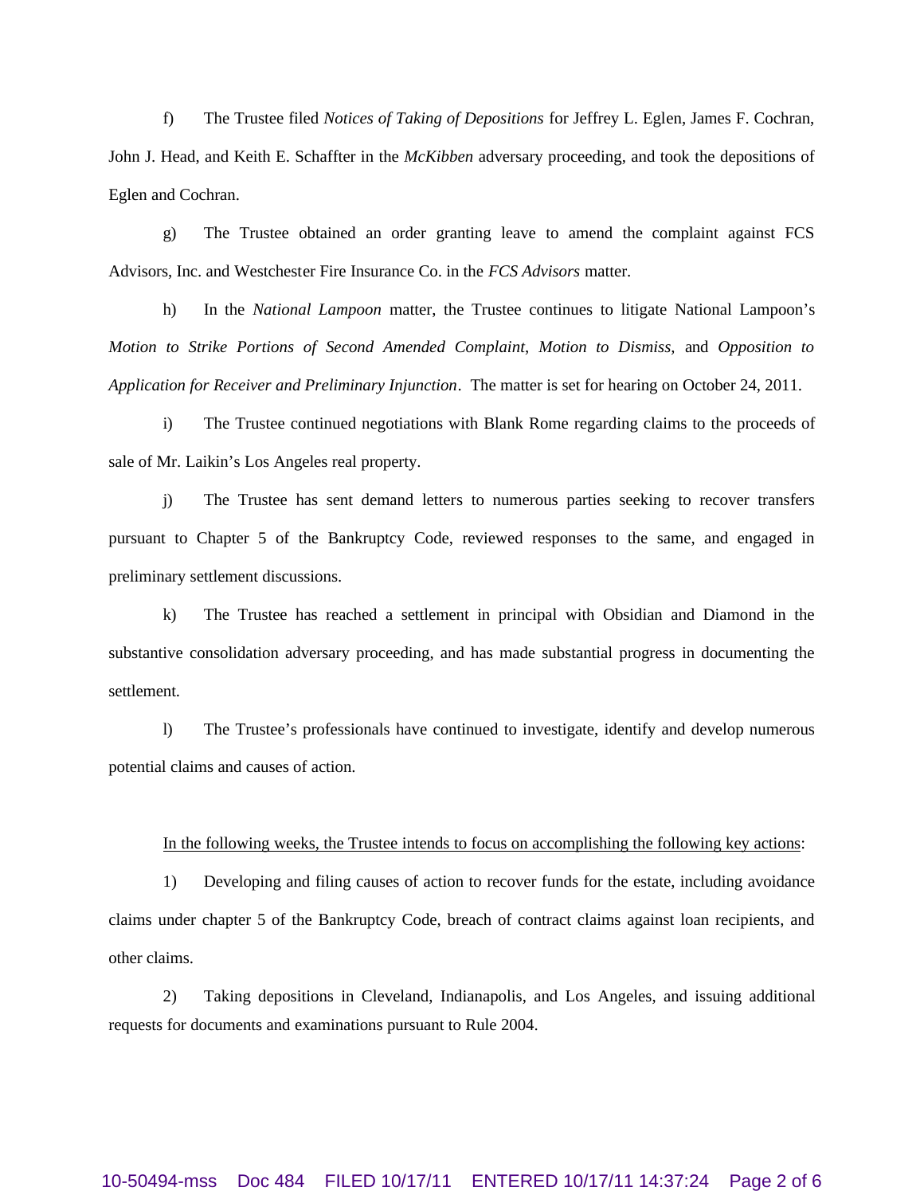f) The Trustee filed *Notices of Taking of Depositions* for Jeffrey L. Eglen, James F. Cochran, John J. Head, and Keith E. Schaffter in the *McKibben* adversary proceeding, and took the depositions of Eglen and Cochran.

g) The Trustee obtained an order granting leave to amend the complaint against FCS Advisors, Inc. and Westchester Fire Insurance Co. in the *FCS Advisors* matter.

h) In the *National Lampoon* matter, the Trustee continues to litigate National Lampoon's *Motion to Strike Portions of Second Amended Complaint*, *Motion to Dismiss,* and *Opposition to Application for Receiver and Preliminary Injunction*. The matter is set for hearing on October 24, 2011.

i) The Trustee continued negotiations with Blank Rome regarding claims to the proceeds of sale of Mr. Laikin's Los Angeles real property.

j) The Trustee has sent demand letters to numerous parties seeking to recover transfers pursuant to Chapter 5 of the Bankruptcy Code, reviewed responses to the same, and engaged in preliminary settlement discussions.

k) The Trustee has reached a settlement in principal with Obsidian and Diamond in the substantive consolidation adversary proceeding, and has made substantial progress in documenting the settlement.

l) The Trustee's professionals have continued to investigate, identify and develop numerous potential claims and causes of action.

<u>In the following weeks, the Trustee intends to focus on accomplishing the following key actions</u>:

1) Developing and filing causes of action to recover funds for the estate, including avoidance claims under chapter 5 of the Bankruptcy Code, breach of contract claims against loan recipients, and other claims.

2) Taking depositions in Cleveland, Indianapolis, and Los Angeles, and issuing additional requests for documents and examinations pursuant to Rule 2004.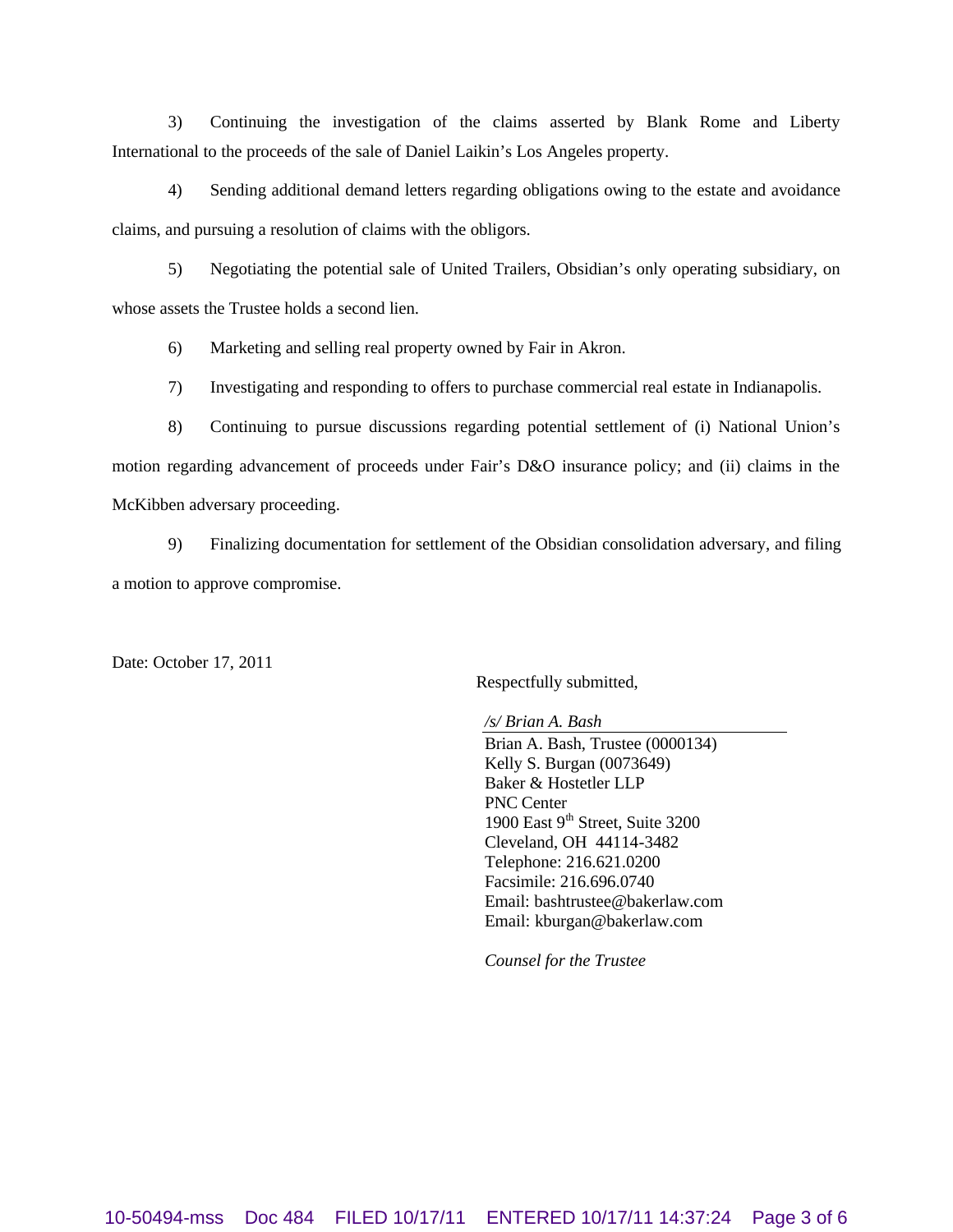3) Continuing the investigation of the claims asserted by Blank Rome and Liberty International to the proceeds of the sale of Daniel Laikin's Los Angeles property.

4) Sending additional demand letters regarding obligations owing to the estate and avoidance claims, and pursuing a resolution of claims with the obligors.

5) Negotiating the potential sale of United Trailers, Obsidian's only operating subsidiary, on whose assets the Trustee holds a second lien.

6) Marketing and selling real property owned by Fair in Akron.

7) Investigating and responding to offers to purchase commercial real estate in Indianapolis.

8) Continuing to pursue discussions regarding potential settlement of (i) National Union's motion regarding advancement of proceeds under Fair's D&O insurance policy; and (ii) claims in the McKibben adversary proceeding.

9) Finalizing documentation for settlement of the Obsidian consolidation adversary, and filing a motion to approve compromise.

Date: October 17, 2011

Respectfully submitted,

*/s/ Brian A. Bash*
Brian A. Bash, Trustee (0000134)
Kelly S. Burgan (0073649)
Baker & Hostetler LLP
PNC Center
1900 East 9th Street, Suite 3200
Cleveland, OH 44114-3482
Telephone: 216.621.0200
Facsimile: 216.696.0740
Email: bashtrustee@bakerlaw.com
Email: kburgan@bakerlaw.com

*Counsel for the Trustee*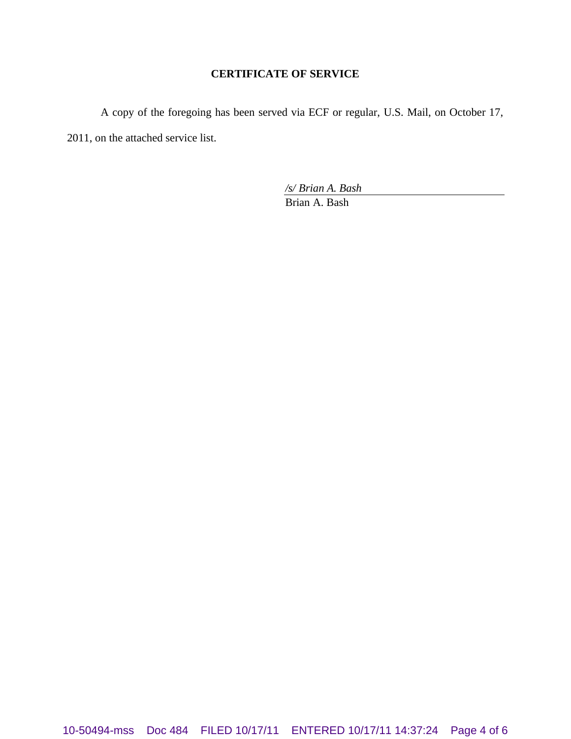**CERTIFICATE OF SERVICE**

A copy of the foregoing has been served via ECF or regular, U.S. Mail, on October 17, 2011, on the attached service list.

*/s/ Brian A. Bash*
Brian A. Bash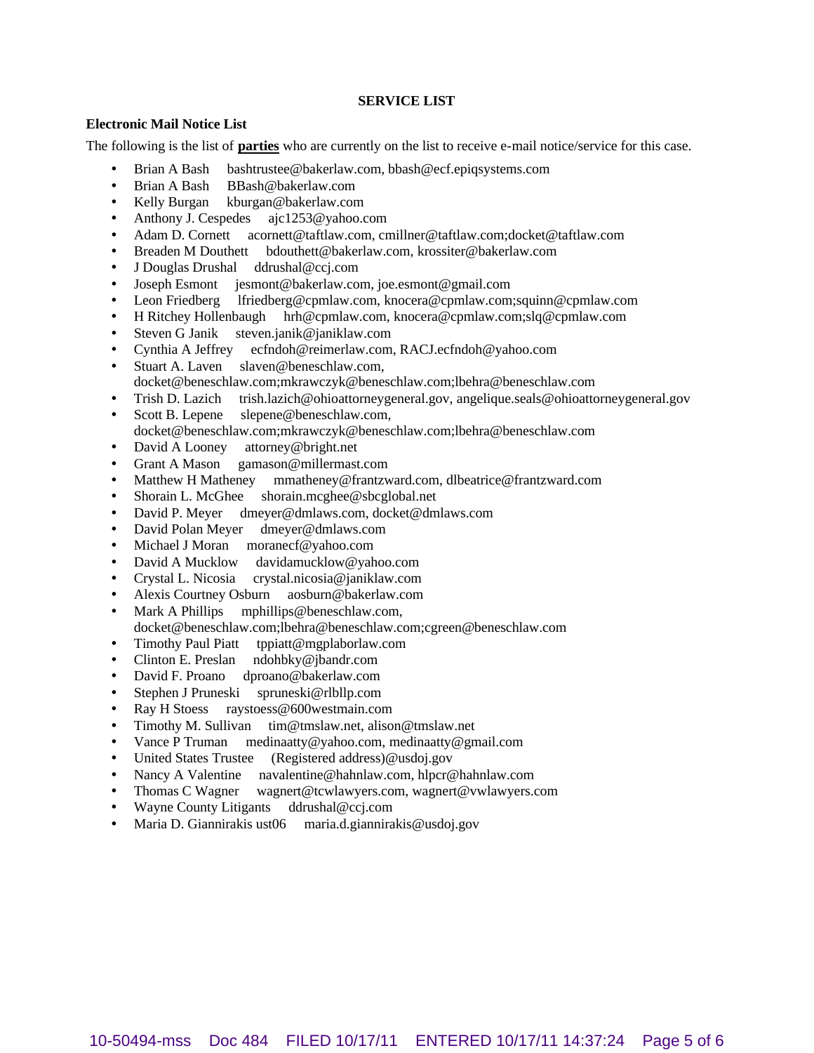**SERVICE LIST**

**Electronic Mail Notice List**

The following is the list of **parties** who are currently on the list to receive e-mail notice/service for this case.

- Brian A Bash bashtrustee@bakerlaw.com, bbash@ecf.epiqsystems.com
- Brian A Bash BBash@bakerlaw.com
- Kelly Burgan kburgan@bakerlaw.com
- Anthony J. Cespedes ajc1253@yahoo.com
- Adam D. Cornett acornett@taftlaw.com, cmillner@taftlaw.com;docket@taftlaw.com
- Breaden M Douthett bdouthett@bakerlaw.com, krossiter@bakerlaw.com
- J Douglas Drushal ddrushal@ccj.com
- Joseph Esmont jesmont@bakerlaw.com, joe.esmont@gmail.com
- Leon Friedberg lfriedberg@cpmlaw.com, knocera@cpmlaw.com;squinn@cpmlaw.com
- H Ritchey Hollenbaugh hrh@cpmlaw.com, knocera@cpmlaw.com;slq@cpmlaw.com
- Steven G Janik steven.janik@janiklaw.com
- Cynthia A Jeffrey ecfndoh@reimerlaw.com, RACJ.ecfndoh@yahoo.com
- Stuart A. Laven slaven@beneschlaw.com, docket@beneschlaw.com;mkrawczyk@beneschlaw.com;lbehra@beneschlaw.com
- Trish D. Lazich trish.lazich@ohioattorneygeneral.gov, angelique.seals@ohioattorneygeneral.gov
- Scott B. Lepene slepene@beneschlaw.com, docket@beneschlaw.com;mkrawczyk@beneschlaw.com;lbehra@beneschlaw.com
- David A Looney attorney@bright.net
- Grant A Mason gamason@millermast.com
- Matthew H Matheney mmatheney@frantzward.com, dlbeatrice@frantzward.com
- Shorain L. McGhee shorain.mcghee@sbcglobal.net
- David P. Meyer dmeyer@dmlaws.com, docket@dmlaws.com
- David Polan Meyer dmeyer@dmlaws.com
- Michael J Moran moranecf@yahoo.com
- David A Mucklow davidamucklow@yahoo.com
- Crystal L. Nicosia crystal.nicosia@janiklaw.com
- Alexis Courtney Osburn aosburn@bakerlaw.com
- Mark A Phillips mphillips@beneschlaw.com, docket@beneschlaw.com;lbehra@beneschlaw.com;cgreen@beneschlaw.com
- Timothy Paul Piatt tppiatt@mgplaborlaw.com
- Clinton E. Preslan ndohbky@jbandr.com
- David F. Proano dproano@bakerlaw.com
- Stephen J Pruneski spruneski@rlbllp.com
- Ray H Stoess raystoess@600westmain.com
- Timothy M. Sullivan tim@tmslaw.net, alison@tmslaw.net
- Vance P Truman medinaatty@yahoo.com, medinaatty@gmail.com
- United States Trustee (Registered address)@usdoj.gov
- Nancy A Valentine navalentine@hahnlaw.com, hlpcr@hahnlaw.com
- Thomas C Wagner wagnert@tcwlawyers.com, wagnert@vwlawyers.com
- Wayne County Litigants ddrushal@ccj.com
- Maria D. Giannirakis ust06 maria.d.giannirakis@usdoj.gov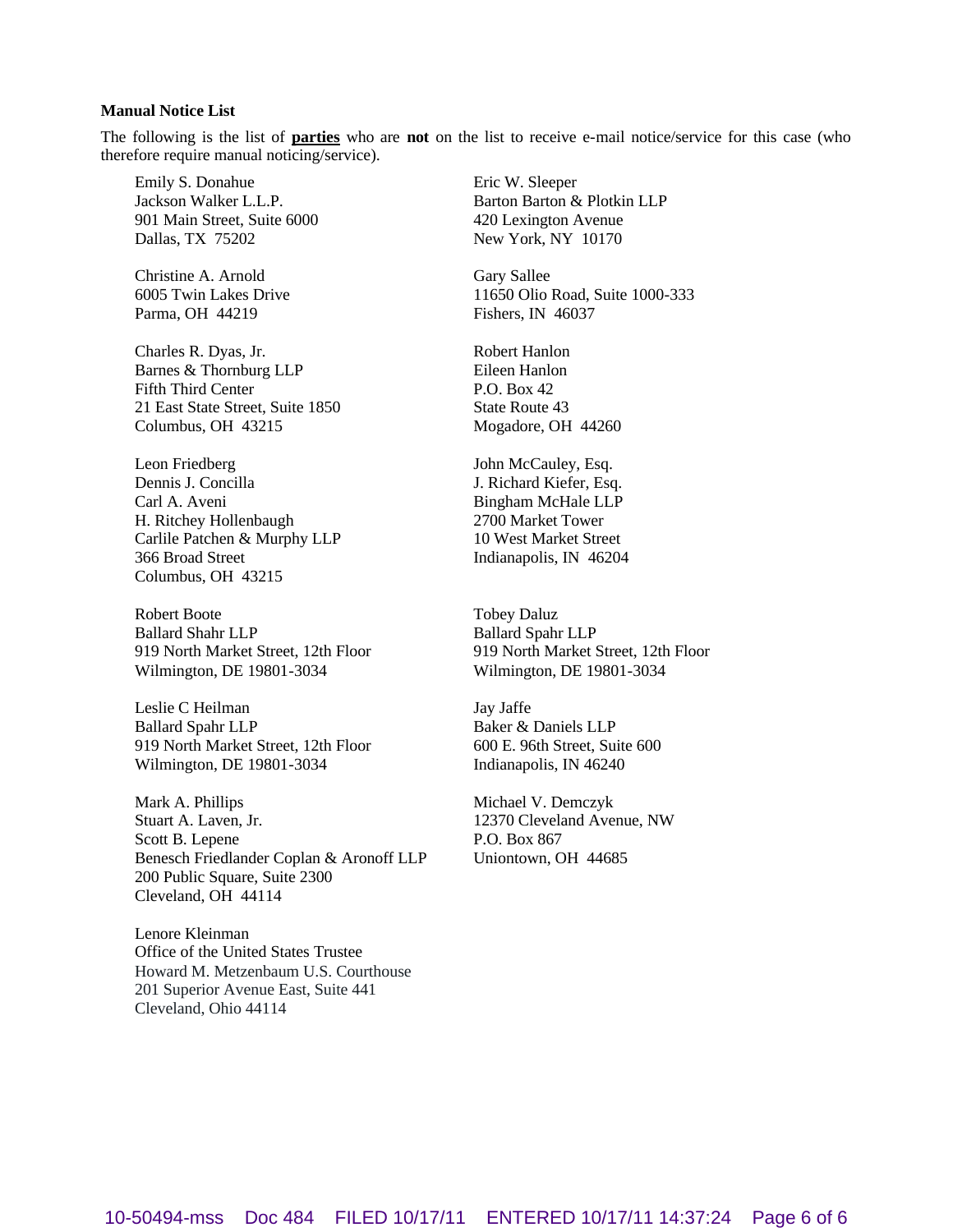**Manual Notice List**

The following is the list of **parties** who are **not** on the list to receive e-mail notice/service for this case (who therefore require manual noticing/service).

Emily S. Donahue
Jackson Walker L.L.P.
901 Main Street, Suite 6000
Dallas, TX 75202

Christine A. Arnold
6005 Twin Lakes Drive
Parma, OH 44219

Charles R. Dyas, Jr.
Barnes & Thornburg LLP
Fifth Third Center
21 East State Street, Suite 1850
Columbus, OH 43215

Leon Friedberg
Dennis J. Concilla
Carl A. Aveni
H. Ritchey Hollenbaugh
Carlile Patchen & Murphy LLP
366 Broad Street
Columbus, OH 43215

Robert Boote
Ballard Shahr LLP
919 North Market Street, 12th Floor
Wilmington, DE 19801-3034

Leslie C Heilman
Ballard Spahr LLP
919 North Market Street, 12th Floor
Wilmington, DE 19801-3034

Mark A. Phillips
Stuart A. Laven, Jr.
Scott B. Lepene
Benesch Friedlander Coplan & Aronoff LLP
200 Public Square, Suite 2300
Cleveland, OH 44114

Lenore Kleinman
Office of the United States Trustee
Howard M. Metzenbaum U.S. Courthouse
201 Superior Avenue East, Suite 441
Cleveland, Ohio 44114

Eric W. Sleeper
Barton Barton & Plotkin LLP
420 Lexington Avenue
New York, NY 10170

Gary Sallee
11650 Olio Road, Suite 1000-333
Fishers, IN 46037

Robert Hanlon
Eileen Hanlon
P.O. Box 42
State Route 43
Mogadore, OH 44260

John McCauley, Esq.
J. Richard Kiefer, Esq.
Bingham McHale LLP
2700 Market Tower
10 West Market Street
Indianapolis, IN 46204

Tobey Daluz
Ballard Spahr LLP
919 North Market Street, 12th Floor
Wilmington, DE 19801-3034

Jay Jaffe
Baker & Daniels LLP
600 E. 96th Street, Suite 600
Indianapolis, IN 46240

Michael V. Demczyk
12370 Cleveland Avenue, NW
P.O. Box 867
Uniontown, OH 44685